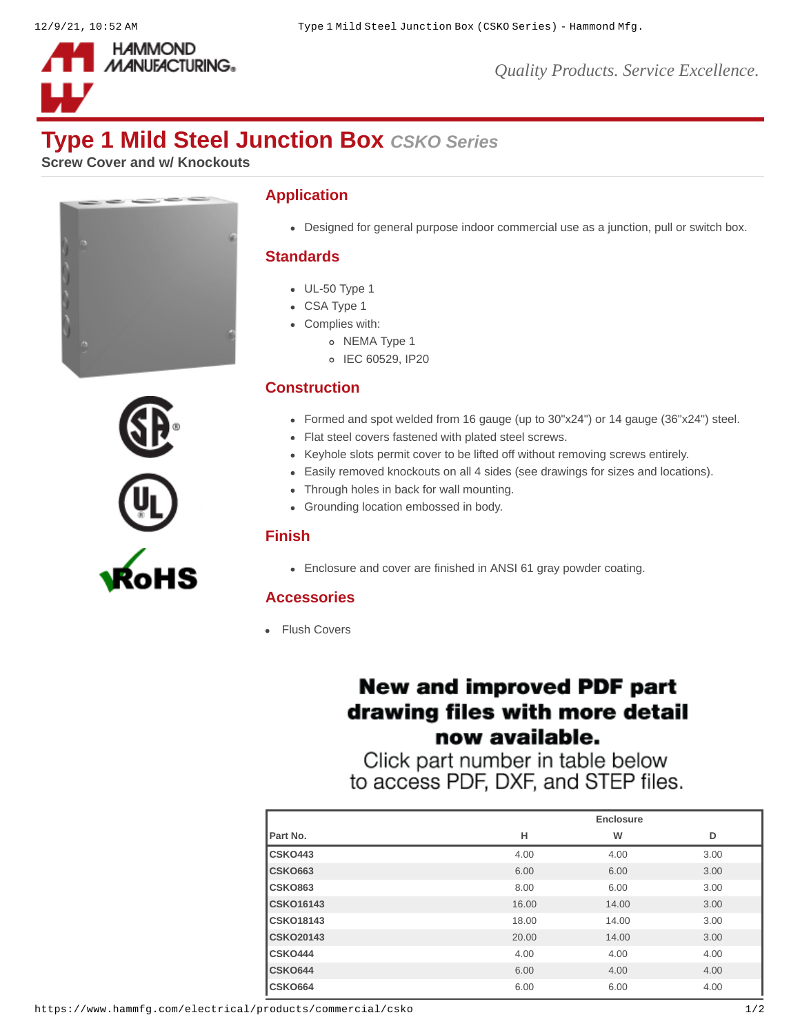# Type 1 Mild Steel Junction Box *CSKO Series*

**Screw Cover and w/ Knockouts**

## Application

- Designed for general purpose indoor commercial use as a junction, pull or switch box.

## Standards

- UL-50 Type 1
- CSA Type 1
- Complies with:
  - NEMA Type 1
  - IEC 60529, IP20

## Construction

- Formed and spot welded from 16 gauge (up to 30"x24") or 14 gauge (36"x24") steel.
- Flat steel covers fastened with plated steel screws.
- Keyhole slots permit cover to be lifted off without removing screws entirely.
- Easily removed knockouts on all 4 sides (see drawings for sizes and locations).
- Through holes in back for wall mounting.
- Grounding location embossed in body.

## Finish

- Enclosure and cover are finished in ANSI 61 gray powder coating.

## Accessories

- Flush Covers

**New and improved PDF part drawing files with more detail now available.**

Click part number in table below to access PDF, DXF, and STEP files.

| | | Enclosure | |
|---|---|---|---|
| **Part No.** | **H** | **W** | **D** |
| **CSKO443** | 4.00 | 4.00 | 3.00 |
| **CSKO663** | 6.00 | 6.00 | 3.00 |
| **CSKO863** | 8.00 | 6.00 | 3.00 |
| **CSKO16143** | 16.00 | 14.00 | 3.00 |
| **CSKO18143** | 18.00 | 14.00 | 3.00 |
| **CSKO20143** | 20.00 | 14.00 | 3.00 |
| **CSKO444** | 4.00 | 4.00 | 4.00 |
| **CSKO644** | 6.00 | 4.00 | 4.00 |
| **CSKO664** | 6.00 | 6.00 | 4.00 |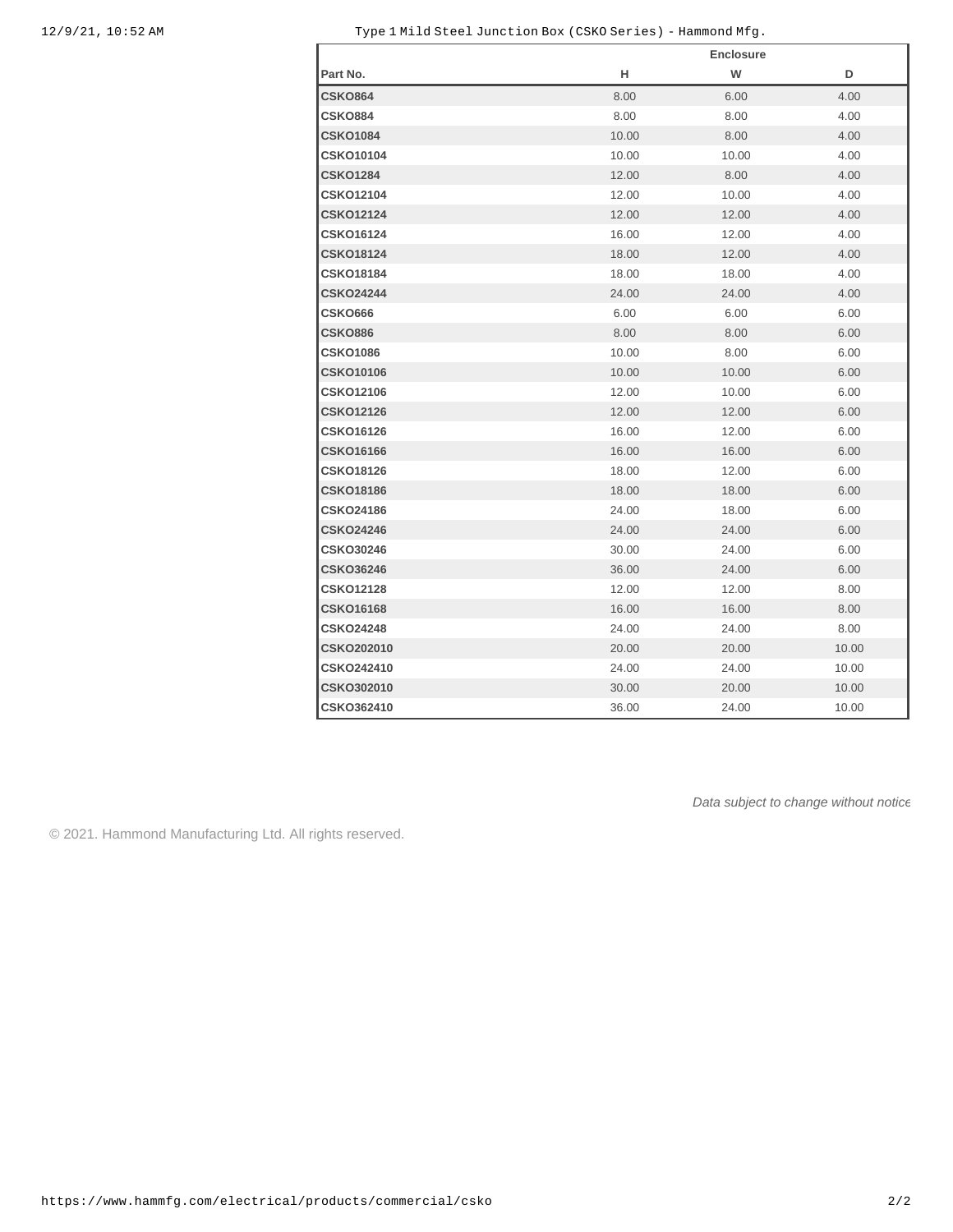| | Enclosure | | |
|---|---|---|---|
| **Part No.** | **H** | **W** | **D** |
| **CSKO864** | 8.00 | 6.00 | 4.00 |
| **CSKO884** | 8.00 | 8.00 | 4.00 |
| **CSKO1084** | 10.00 | 8.00 | 4.00 |
| **CSKO10104** | 10.00 | 10.00 | 4.00 |
| **CSKO1284** | 12.00 | 8.00 | 4.00 |
| **CSKO12104** | 12.00 | 10.00 | 4.00 |
| **CSKO12124** | 12.00 | 12.00 | 4.00 |
| **CSKO16124** | 16.00 | 12.00 | 4.00 |
| **CSKO18124** | 18.00 | 12.00 | 4.00 |
| **CSKO18184** | 18.00 | 18.00 | 4.00 |
| **CSKO24244** | 24.00 | 24.00 | 4.00 |
| **CSKO666** | 6.00 | 6.00 | 6.00 |
| **CSKO886** | 8.00 | 8.00 | 6.00 |
| **CSKO1086** | 10.00 | 8.00 | 6.00 |
| **CSKO10106** | 10.00 | 10.00 | 6.00 |
| **CSKO12106** | 12.00 | 10.00 | 6.00 |
| **CSKO12126** | 12.00 | 12.00 | 6.00 |
| **CSKO16126** | 16.00 | 12.00 | 6.00 |
| **CSKO16166** | 16.00 | 16.00 | 6.00 |
| **CSKO18126** | 18.00 | 12.00 | 6.00 |
| **CSKO18186** | 18.00 | 18.00 | 6.00 |
| **CSKO24186** | 24.00 | 18.00 | 6.00 |
| **CSKO24246** | 24.00 | 24.00 | 6.00 |
| **CSKO30246** | 30.00 | 24.00 | 6.00 |
| **CSKO36246** | 36.00 | 24.00 | 6.00 |
| **CSKO12128** | 12.00 | 12.00 | 8.00 |
| **CSKO16168** | 16.00 | 16.00 | 8.00 |
| **CSKO24248** | 24.00 | 24.00 | 8.00 |
| **CSKO202010** | 20.00 | 20.00 | 10.00 |
| **CSKO242410** | 24.00 | 24.00 | 10.00 |
| **CSKO302010** | 30.00 | 20.00 | 10.00 |
| **CSKO362410** | 36.00 | 24.00 | 10.00 |

*Data subject to change without notice*

© 2021. Hammond Manufacturing Ltd. All rights reserved.